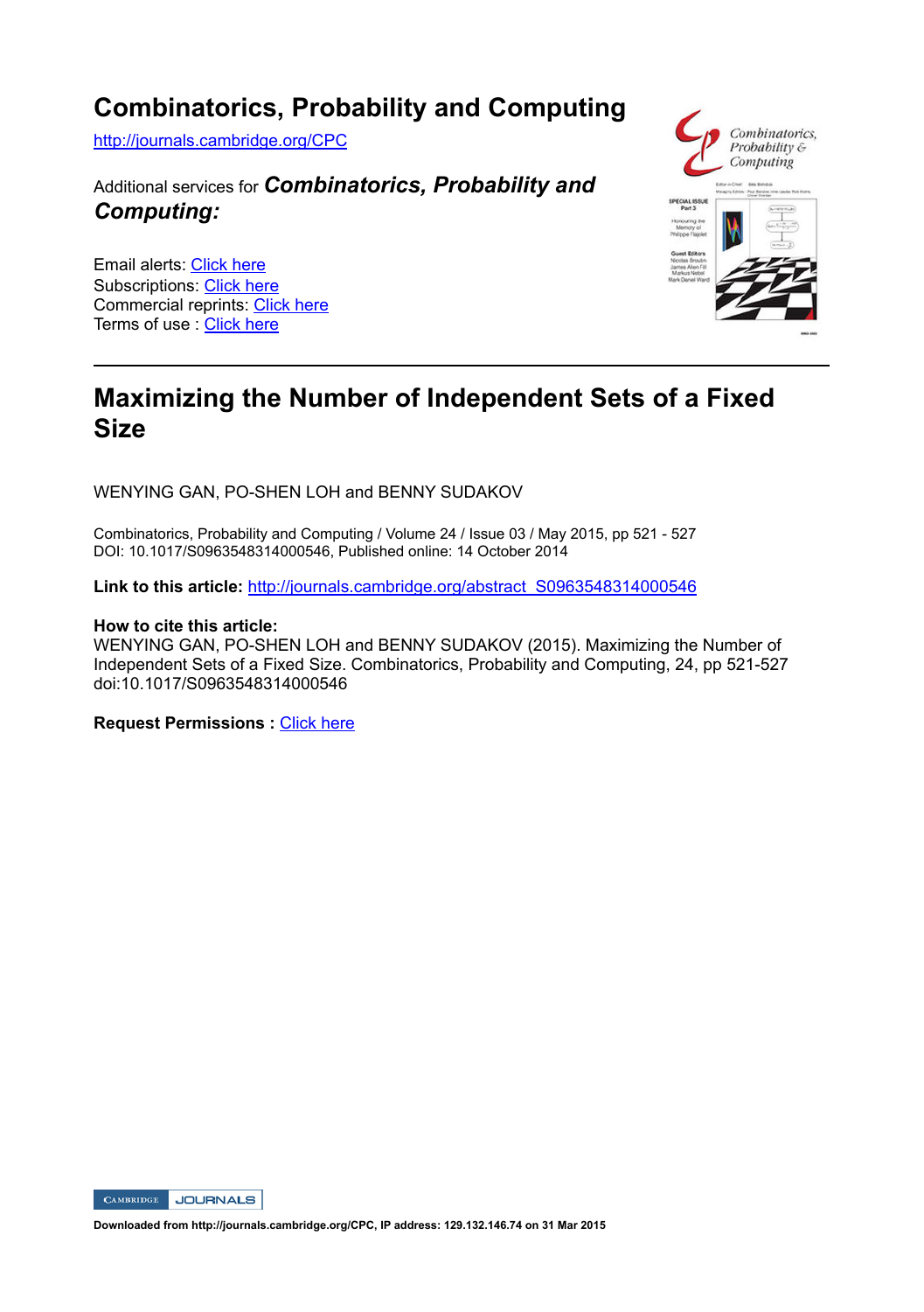# Combinatorics, Probability and Computing

http://journals.cambridge.org/CPC

Additional services for ***Combinatorics, Probability and Computing:***

Email alerts: Click here
Subscriptions: Click here
Commercial reprints: Click here
Terms of use : Click here

---

# Maximizing the Number of Independent Sets of a Fixed Size

WENYING GAN, PO-SHEN LOH and BENNY SUDAKOV

Combinatorics, Probability and Computing / Volume 24 / Issue 03 / May 2015, pp 521 - 527
DOI: 10.1017/S0963548314000546, Published online: 14 October 2014

**Link to this article:** http://journals.cambridge.org/abstract_S0963548314000546

**How to cite this article:**
WENYING GAN, PO-SHEN LOH and BENNY SUDAKOV (2015). Maximizing the Number of Independent Sets of a Fixed Size. Combinatorics, Probability and Computing, 24, pp 521-527 doi:10.1017/S0963548314000546

**Request Permissions :** Click here

**Downloaded from http://journals.cambridge.org/CPC, IP address: 129.132.146.74 on 31 Mar 2015**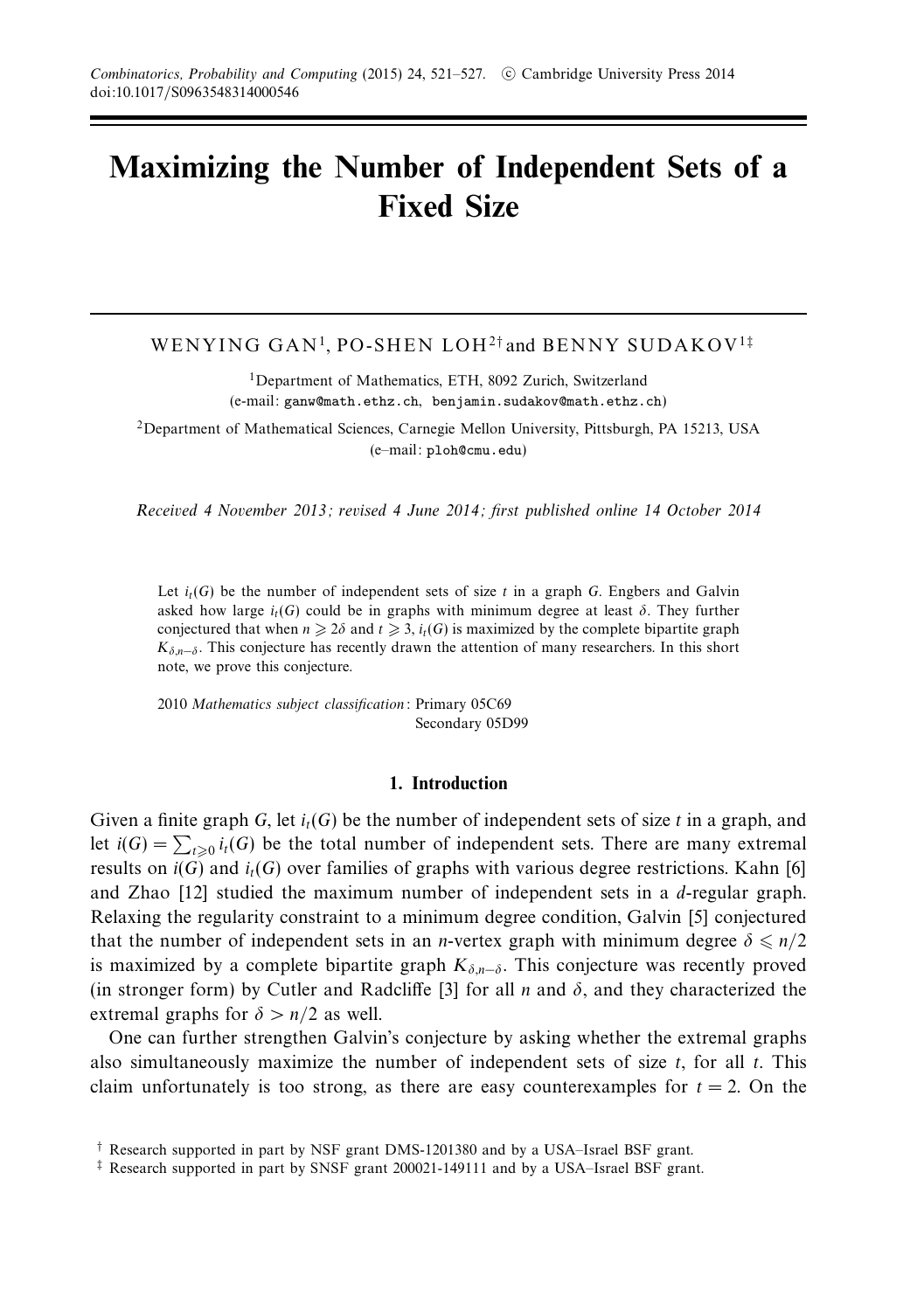Combinatorics, Probability and Computing (2015) 24, 521–527. © Cambridge University Press 2014
doi:10.1017/S0963548314000546

# Maximizing the Number of Independent Sets of a Fixed Size

WENYING GAN[1], PO-SHEN LOH[2†] and BENNY SUDAKOV[1‡]

[1]Department of Mathematics, ETH, 8092 Zurich, Switzerland
(e-mail: ganw@math.ethz.ch, benjamin.sudakov@math.ethz.ch)

[2]Department of Mathematical Sciences, Carnegie Mellon University, Pittsburgh, PA 15213, USA
(e–mail: ploh@cmu.edu)

*Received 4 November 2013; revised 4 June 2014; first published online 14 October 2014*

Let $i_t(G)$ be the number of independent sets of size $t$ in a graph $G$. Engbers and Galvin asked how large $i_t(G)$ could be in graphs with minimum degree at least $\delta$. They further conjectured that when $n \geqslant 2\delta$ and $t \geqslant 3$, $i_t(G)$ is maximized by the complete bipartite graph $K_{\delta,n-\delta}$. This conjecture has recently drawn the attention of many researchers. In this short note, we prove this conjecture.

2010 *Mathematics subject classification*: Primary 05C69
Secondary 05D99

## 1. Introduction

Given a finite graph $G$, let $i_t(G)$ be the number of independent sets of size $t$ in a graph, and let $i(G) = \sum_{t\geqslant 0} i_t(G)$ be the total number of independent sets. There are many extremal results on $i(G)$ and $i_t(G)$ over families of graphs with various degree restrictions. Kahn [6] and Zhao [12] studied the maximum number of independent sets in a $d$-regular graph. Relaxing the regularity constraint to a minimum degree condition, Galvin [5] conjectured that the number of independent sets in an $n$-vertex graph with minimum degree $\delta \leqslant n/2$ is maximized by a complete bipartite graph $K_{\delta,n-\delta}$. This conjecture was recently proved (in stronger form) by Cutler and Radcliffe [3] for all $n$ and $\delta$, and they characterized the extremal graphs for $\delta > n/2$ as well.

One can further strengthen Galvin's conjecture by asking whether the extremal graphs also simultaneously maximize the number of independent sets of size $t$, for all $t$. This claim unfortunately is too strong, as there are easy counterexamples for $t = 2$. On the

[†] Research supported in part by NSF grant DMS-1201380 and by a USA–Israel BSF grant.
[‡] Research supported in part by SNSF grant 200021-149111 and by a USA–Israel BSF grant.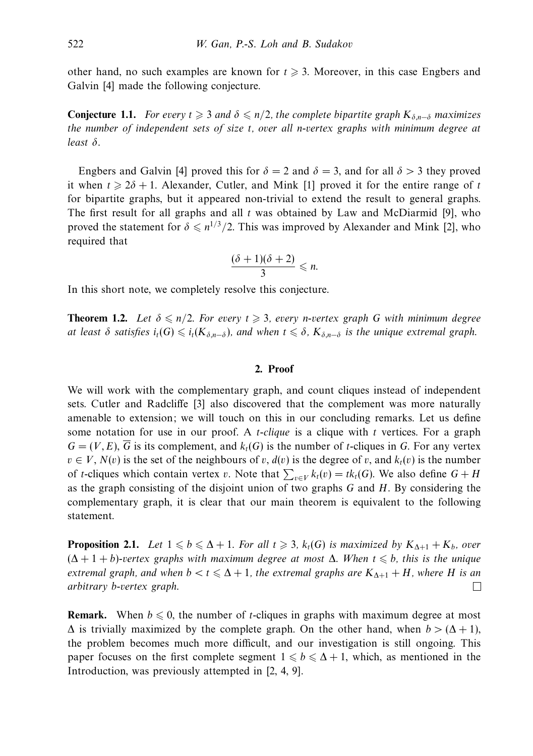other hand, no such examples are known for $t \geqslant 3$. Moreover, in this case Engbers and Galvin [4] made the following conjecture.

**Conjecture 1.1.** *For every $t \geqslant 3$ and $\delta \leqslant n/2$, the complete bipartite graph $K_{\delta,n-\delta}$ maximizes the number of independent sets of size $t$, over all $n$-vertex graphs with minimum degree at least $\delta$.*

Engbers and Galvin [4] proved this for $\delta = 2$ and $\delta = 3$, and for all $\delta > 3$ they proved it when $t \geqslant 2\delta + 1$. Alexander, Cutler, and Mink [1] proved it for the entire range of $t$ for bipartite graphs, but it appeared non-trivial to extend the result to general graphs. The first result for all graphs and all $t$ was obtained by Law and McDiarmid [9], who proved the statement for $\delta \leqslant n^{1/3}/2$. This was improved by Alexander and Mink [2], who required that

$$\frac{(\delta+1)(\delta+2)}{3} \leqslant n.$$

In this short note, we completely resolve this conjecture.

**Theorem 1.2.** *Let $\delta \leqslant n/2$. For every $t \geqslant 3$, every $n$-vertex graph $G$ with minimum degree at least $\delta$ satisfies $i_t(G) \leqslant i_t(K_{\delta,n-\delta})$, and when $t \leqslant \delta$, $K_{\delta,n-\delta}$ is the unique extremal graph.*

## 2. Proof

We will work with the complementary graph, and count cliques instead of independent sets. Cutler and Radcliffe [3] also discovered that the complement was more naturally amenable to extension; we will touch on this in our concluding remarks. Let us define some notation for use in our proof. A *t-clique* is a clique with $t$ vertices. For a graph $G = (V, E)$, $\overline{G}$ is its complement, and $k_t(G)$ is the number of $t$-cliques in $G$. For any vertex $v \in V$, $N(v)$ is the set of the neighbours of $v$, $d(v)$ is the degree of $v$, and $k_t(v)$ is the number of $t$-cliques which contain vertex $v$. Note that $\sum_{v \in V} k_t(v) = tk_t(G)$. We also define $G + H$ as the graph consisting of the disjoint union of two graphs $G$ and $H$. By considering the complementary graph, it is clear that our main theorem is equivalent to the following statement.

**Proposition 2.1.** *Let $1 \leqslant b \leqslant \Delta + 1$. For all $t \geqslant 3$, $k_t(G)$ is maximized by $K_{\Delta+1} + K_b$, over $(\Delta + 1 + b)$-vertex graphs with maximum degree at most $\Delta$. When $t \leqslant b$, this is the unique extremal graph, and when $b < t \leqslant \Delta + 1$, the extremal graphs are $K_{\Delta+1} + H$, where $H$ is an arbitrary $b$-vertex graph.* □

**Remark.** When $b \leqslant 0$, the number of $t$-cliques in graphs with maximum degree at most $\Delta$ is trivially maximized by the complete graph. On the other hand, when $b > (\Delta + 1)$, the problem becomes much more difficult, and our investigation is still ongoing. This paper focuses on the first complete segment $1 \leqslant b \leqslant \Delta + 1$, which, as mentioned in the Introduction, was previously attempted in [2, 4, 9].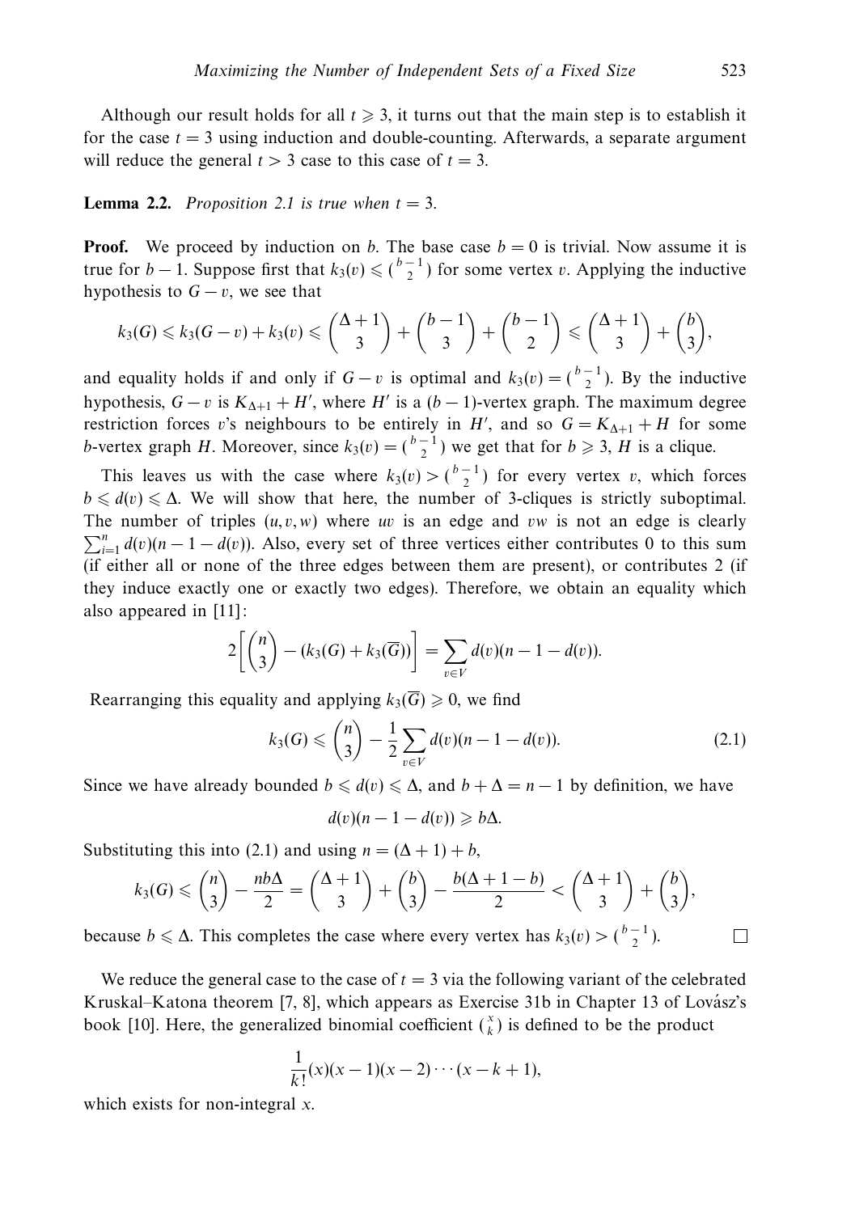Although our result holds for all $t \geqslant 3$, it turns out that the main step is to establish it for the case $t = 3$ using induction and double-counting. Afterwards, a separate argument will reduce the general $t > 3$ case to this case of $t = 3$.

**Lemma 2.2.** *Proposition 2.1 is true when $t = 3$.*

**Proof.** We proceed by induction on $b$. The base case $b = 0$ is trivial. Now assume it is true for $b - 1$. Suppose first that $k_3(v) \leqslant \binom{b-1}{2}$ for some vertex $v$. Applying the inductive hypothesis to $G - v$, we see that

$$k_3(G) \leqslant k_3(G - v) + k_3(v) \leqslant \binom{\Delta+1}{3} + \binom{b-1}{3} + \binom{b-1}{2} \leqslant \binom{\Delta+1}{3} + \binom{b}{3},$$

and equality holds if and only if $G - v$ is optimal and $k_3(v) = \binom{b-1}{2}$. By the inductive hypothesis, $G - v$ is $K_{\Delta+1} + H'$, where $H'$ is a $(b-1)$-vertex graph. The maximum degree restriction forces $v$'s neighbours to be entirely in $H'$, and so $G = K_{\Delta+1} + H$ for some $b$-vertex graph $H$. Moreover, since $k_3(v) = \binom{b-1}{2}$ we get that for $b \geqslant 3$, $H$ is a clique.

This leaves us with the case where $k_3(v) > \binom{b-1}{2}$ for every vertex $v$, which forces $b \leqslant d(v) \leqslant \Delta$. We will show that here, the number of 3-cliques is strictly suboptimal. The number of triples $(u, v, w)$ where $uv$ is an edge and $vw$ is not an edge is clearly $\sum_{i=1}^{n} d(v)(n - 1 - d(v))$. Also, every set of three vertices either contributes 0 to this sum (if either all or none of the three edges between them are present), or contributes 2 (if they induce exactly one or exactly two edges). Therefore, we obtain an equality which also appeared in [11]:

$$2\left[\binom{n}{3} - (k_3(G) + k_3(\overline{G}))\right] = \sum_{v \in V} d(v)(n - 1 - d(v)).$$

Rearranging this equality and applying $k_3(\overline{G}) \geqslant 0$, we find

$$k_3(G) \leqslant \binom{n}{3} - \frac{1}{2} \sum_{v \in V} d(v)(n - 1 - d(v)). \tag{2.1}$$

Since we have already bounded $b \leqslant d(v) \leqslant \Delta$, and $b + \Delta = n - 1$ by definition, we have

$$d(v)(n - 1 - d(v)) \geqslant b\Delta.$$

Substituting this into (2.1) and using $n = (\Delta + 1) + b$,

$$k_3(G) \leqslant \binom{n}{3} - \frac{nb\Delta}{2} = \binom{\Delta+1}{3} + \binom{b}{3} - \frac{b(\Delta + 1 - b)}{2} < \binom{\Delta+1}{3} + \binom{b}{3},$$

because $b \leqslant \Delta$. This completes the case where every vertex has $k_3(v) > \binom{b-1}{2}$. $\square$

We reduce the general case to the case of $t = 3$ via the following variant of the celebrated Kruskal–Katona theorem [7, 8], which appears as Exercise 31b in Chapter 13 of Lovász's book [10]. Here, the generalized binomial coefficient $\binom{x}{k}$ is defined to be the product

$$\frac{1}{k!}(x)(x-1)(x-2)\cdots(x-k+1),$$

which exists for non-integral $x$.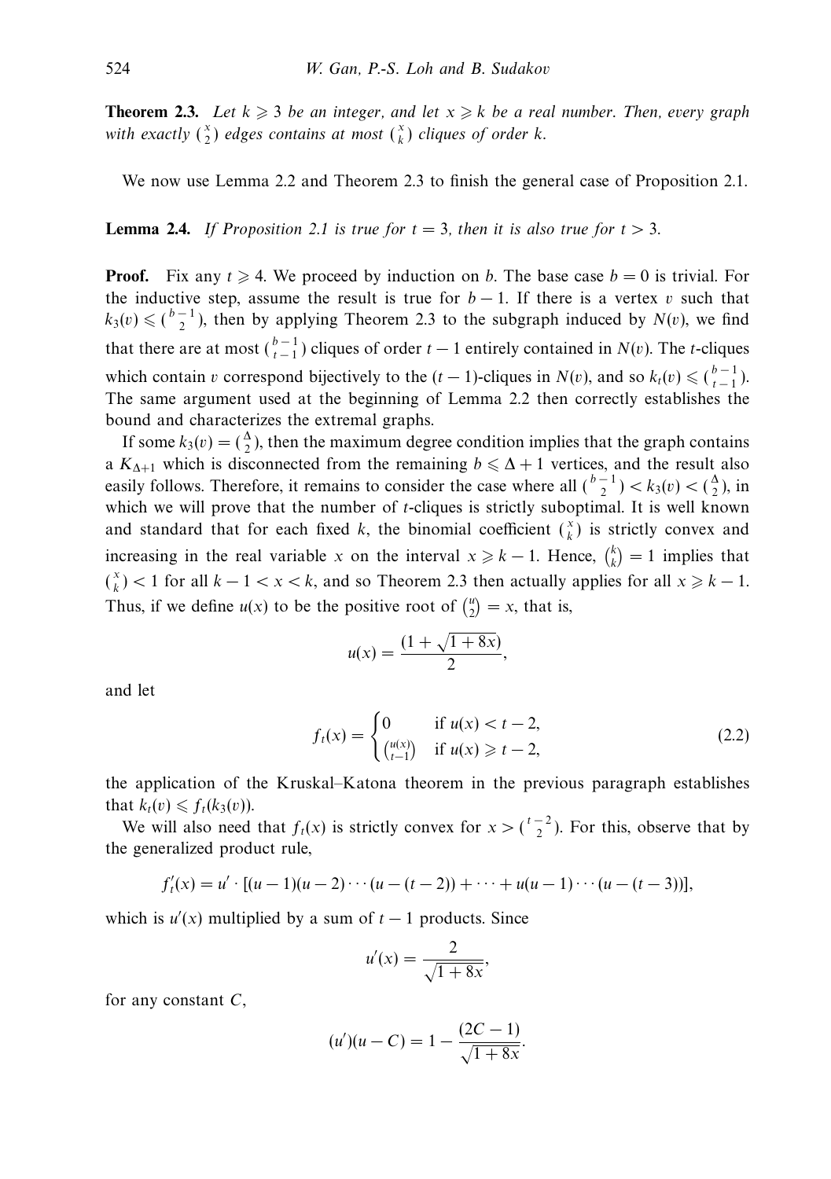**Theorem 2.3.** *Let $k \geqslant 3$ be an integer, and let $x \geqslant k$ be a real number. Then, every graph with exactly $\binom{x}{2}$ edges contains at most $\binom{x}{k}$ cliques of order $k$.*

We now use Lemma 2.2 and Theorem 2.3 to finish the general case of Proposition 2.1.

**Lemma 2.4.** *If Proposition 2.1 is true for $t = 3$, then it is also true for $t > 3$.*

**Proof.** Fix any $t \geqslant 4$. We proceed by induction on $b$. The base case $b = 0$ is trivial. For the inductive step, assume the result is true for $b - 1$. If there is a vertex $v$ such that $k_3(v) \leqslant \binom{b-1}{2}$, then by applying Theorem 2.3 to the subgraph induced by $N(v)$, we find that there are at most $\binom{b-1}{t-1}$ cliques of order $t - 1$ entirely contained in $N(v)$. The $t$-cliques which contain $v$ correspond bijectively to the $(t-1)$-cliques in $N(v)$, and so $k_t(v) \leqslant \binom{b-1}{t-1}$. The same argument used at the beginning of Lemma 2.2 then correctly establishes the bound and characterizes the extremal graphs.

If some $k_3(v) = \binom{\Delta}{2}$, then the maximum degree condition implies that the graph contains a $K_{\Delta+1}$ which is disconnected from the remaining $b \leqslant \Delta + 1$ vertices, and the result also easily follows. Therefore, it remains to consider the case where all $\binom{b-1}{2} < k_3(v) < \binom{\Delta}{2}$, in which we will prove that the number of $t$-cliques is strictly suboptimal. It is well known and standard that for each fixed $k$, the binomial coefficient $\binom{x}{k}$ is strictly convex and increasing in the real variable $x$ on the interval $x \geqslant k - 1$. Hence, $\binom{k}{k} = 1$ implies that $\binom{x}{k} < 1$ for all $k - 1 < x < k$, and so Theorem 2.3 then actually applies for all $x \geqslant k - 1$. Thus, if we define $u(x)$ to be the positive root of $\binom{u}{2} = x$, that is,

$$u(x) = \frac{(1 + \sqrt{1 + 8x})}{2},$$

and let

$$f_t(x) = \begin{cases} 0 & \text{if } u(x) < t - 2, \\ \binom{u(x)}{t-1} & \text{if } u(x) \geqslant t - 2, \end{cases} \tag{2.2}$$

the application of the Kruskal–Katona theorem in the previous paragraph establishes that $k_t(v) \leqslant f_t(k_3(v))$.

We will also need that $f_t(x)$ is strictly convex for $x > \binom{t-2}{2}$. For this, observe that by the generalized product rule,

$$f_t'(x) = u' \cdot [(u-1)(u-2)\cdots(u-(t-2)) + \cdots + u(u-1)\cdots(u-(t-3))],$$

which is $u'(x)$ multiplied by a sum of $t - 1$ products. Since

$$u'(x) = \frac{2}{\sqrt{1 + 8x}},$$

for any constant $C$,

$$(u')(u - C) = 1 - \frac{(2C - 1)}{\sqrt{1 + 8x}}.$$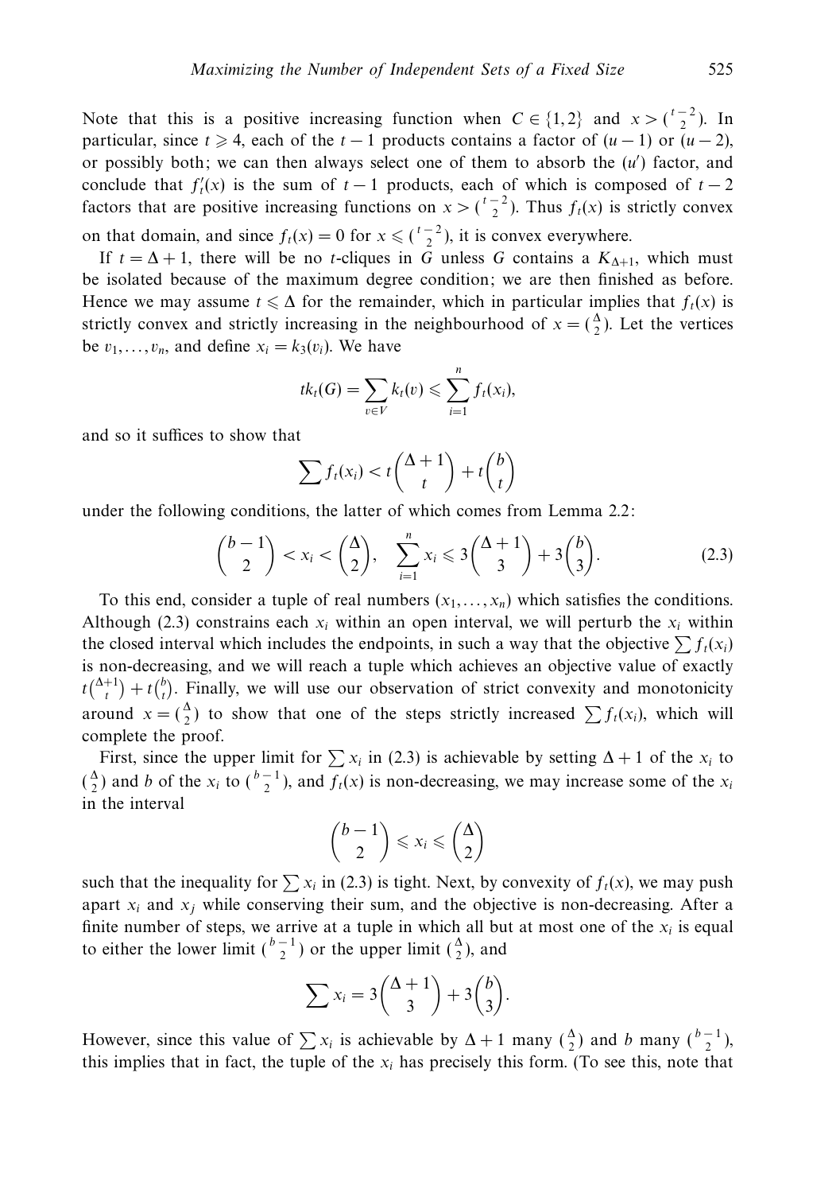Note that this is a positive increasing function when $C \in \{1, 2\}$ and $x > \binom{t-2}{2}$. In particular, since $t \geqslant 4$, each of the $t-1$ products contains a factor of $(u-1)$ or $(u-2)$, or possibly both; we can then always select one of them to absorb the $(u')$ factor, and conclude that $f_t'(x)$ is the sum of $t-1$ products, each of which is composed of $t-2$ factors that are positive increasing functions on $x > \binom{t-2}{2}$. Thus $f_t(x)$ is strictly convex on that domain, and since $f_t(x) = 0$ for $x \leqslant \binom{t-2}{2}$, it is convex everywhere.

If $t = \Delta + 1$, there will be no $t$-cliques in $G$ unless $G$ contains a $K_{\Delta+1}$, which must be isolated because of the maximum degree condition; we are then finished as before. Hence we may assume $t \leqslant \Delta$ for the remainder, which in particular implies that $f_t(x)$ is strictly convex and strictly increasing in the neighbourhood of $x = \binom{\Delta}{2}$. Let the vertices be $v_1, \ldots, v_n$, and define $x_i = k_3(v_i)$. We have

$$tk_t(G) = \sum_{v \in V} k_t(v) \leqslant \sum_{i=1}^{n} f_t(x_i),$$

and so it suffices to show that

$$\sum f_t(x_i) < t\binom{\Delta+1}{t} + t\binom{b}{t}$$

under the following conditions, the latter of which comes from Lemma 2.2:

$$\binom{b-1}{2} < x_i < \binom{\Delta}{2}, \quad \sum_{i=1}^{n} x_i \leqslant 3\binom{\Delta+1}{3} + 3\binom{b}{3}. \tag{2.3}$$

To this end, consider a tuple of real numbers $(x_1, \ldots, x_n)$ which satisfies the conditions. Although (2.3) constrains each $x_i$ within an open interval, we will perturb the $x_i$ within the closed interval which includes the endpoints, in such a way that the objective $\sum f_t(x_i)$ is non-decreasing, and we will reach a tuple which achieves an objective value of exactly $t\binom{\Delta+1}{t} + t\binom{b}{t}$. Finally, we will use our observation of strict convexity and monotonicity around $x = \binom{\Delta}{2}$ to show that one of the steps strictly increased $\sum f_t(x_i)$, which will complete the proof.

First, since the upper limit for $\sum x_i$ in (2.3) is achievable by setting $\Delta + 1$ of the $x_i$ to $\binom{\Delta}{2}$ and $b$ of the $x_i$ to $\binom{b-1}{2}$, and $f_t(x)$ is non-decreasing, we may increase some of the $x_i$ in the interval

$$\binom{b-1}{2} \leqslant x_i \leqslant \binom{\Delta}{2}$$

such that the inequality for $\sum x_i$ in (2.3) is tight. Next, by convexity of $f_t(x)$, we may push apart $x_i$ and $x_j$ while conserving their sum, and the objective is non-decreasing. After a finite number of steps, we arrive at a tuple in which all but at most one of the $x_i$ is equal to either the lower limit $\binom{b-1}{2}$ or the upper limit $\binom{\Delta}{2}$, and

$$\sum x_i = 3\binom{\Delta+1}{3} + 3\binom{b}{3}.$$

However, since this value of $\sum x_i$ is achievable by $\Delta + 1$ many $\binom{\Delta}{2}$ and $b$ many $\binom{b-1}{2}$, this implies that in fact, the tuple of the $x_i$ has precisely this form. (To see this, note that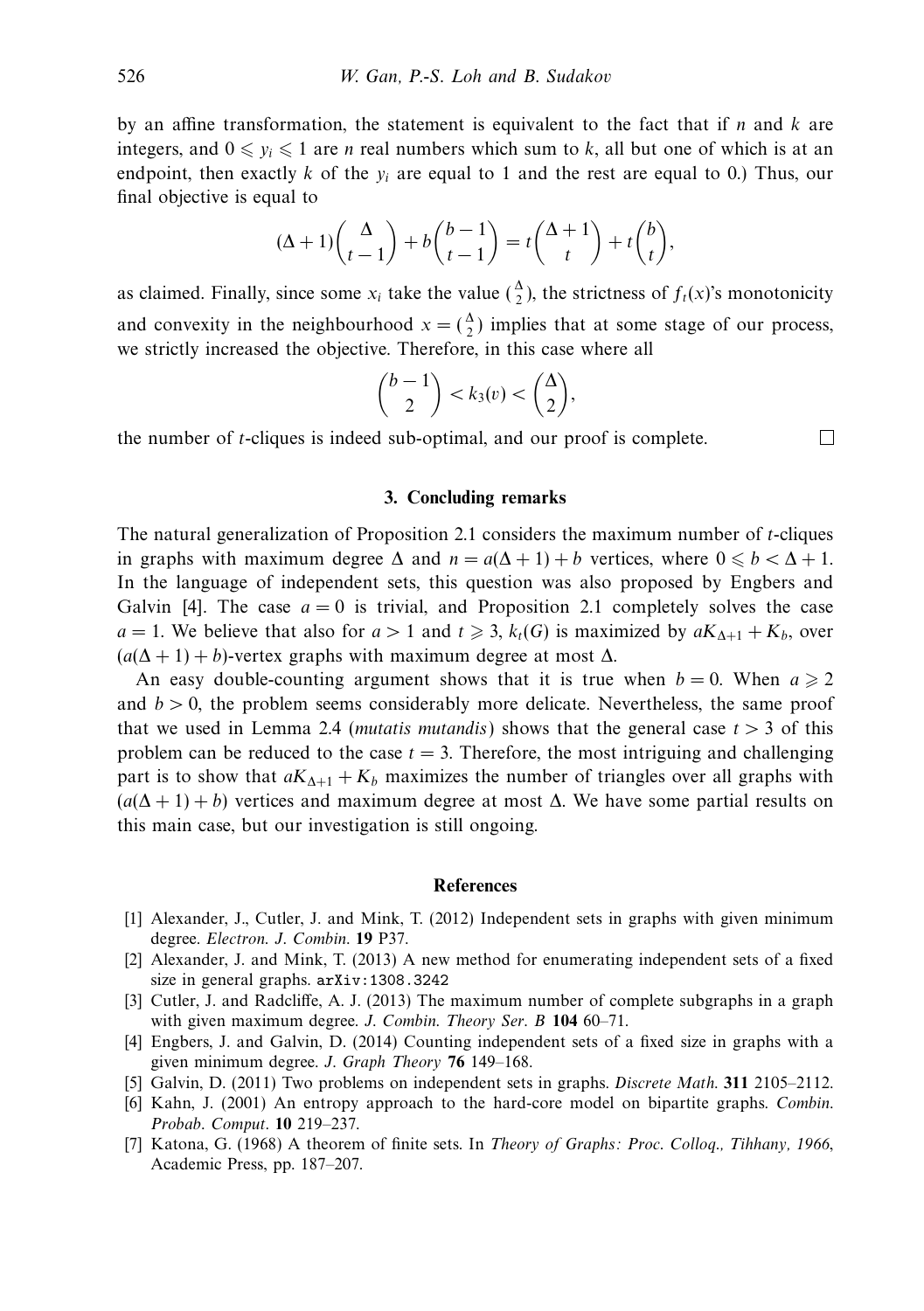by an affine transformation, the statement is equivalent to the fact that if $n$ and $k$ are integers, and $0 \leqslant y_i \leqslant 1$ are $n$ real numbers which sum to $k$, all but one of which is at an endpoint, then exactly $k$ of the $y_i$ are equal to 1 and the rest are equal to 0.) Thus, our final objective is equal to

$$(\Delta + 1)\binom{\Delta}{t-1} + b\binom{b-1}{t-1} = t\binom{\Delta+1}{t} + t\binom{b}{t},$$

as claimed. Finally, since some $x_i$ take the value $\binom{\Delta}{2}$, the strictness of $f_t(x)$'s monotonicity and convexity in the neighbourhood $x = \binom{\Delta}{2}$ implies that at some stage of our process, we strictly increased the objective. Therefore, in this case where all

$$\binom{b-1}{2} < k_3(v) < \binom{\Delta}{2},$$

the number of $t$-cliques is indeed sub-optimal, and our proof is complete. □

## 3. Concluding remarks

The natural generalization of Proposition 2.1 considers the maximum number of $t$-cliques in graphs with maximum degree $\Delta$ and $n = a(\Delta + 1) + b$ vertices, where $0 \leqslant b < \Delta + 1$. In the language of independent sets, this question was also proposed by Engbers and Galvin [4]. The case $a = 0$ is trivial, and Proposition 2.1 completely solves the case $a = 1$. We believe that also for $a > 1$ and $t \geqslant 3$, $k_t(G)$ is maximized by $aK_{\Delta+1} + K_b$, over $(a(\Delta + 1) + b)$-vertex graphs with maximum degree at most $\Delta$.

An easy double-counting argument shows that it is true when $b = 0$. When $a \geqslant 2$ and $b > 0$, the problem seems considerably more delicate. Nevertheless, the same proof that we used in Lemma 2.4 (*mutatis mutandis*) shows that the general case $t > 3$ of this problem can be reduced to the case $t = 3$. Therefore, the most intriguing and challenging part is to show that $aK_{\Delta+1} + K_b$ maximizes the number of triangles over all graphs with $(a(\Delta + 1) + b)$ vertices and maximum degree at most $\Delta$. We have some partial results on this main case, but our investigation is still ongoing.

## References

[1] Alexander, J., Cutler, J. and Mink, T. (2012) Independent sets in graphs with given minimum degree. *Electron. J. Combin.* **19** P37.

[2] Alexander, J. and Mink, T. (2013) A new method for enumerating independent sets of a fixed size in general graphs. arXiv:1308.3242

[3] Cutler, J. and Radcliffe, A. J. (2013) The maximum number of complete subgraphs in a graph with given maximum degree. *J. Combin. Theory Ser. B* **104** 60–71.

[4] Engbers, J. and Galvin, D. (2014) Counting independent sets of a fixed size in graphs with a given minimum degree. *J. Graph Theory* **76** 149–168.

[5] Galvin, D. (2011) Two problems on independent sets in graphs. *Discrete Math.* **311** 2105–2112.

[6] Kahn, J. (2001) An entropy approach to the hard-core model on bipartite graphs. *Combin. Probab. Comput.* **10** 219–237.

[7] Katona, G. (1968) A theorem of finite sets. In *Theory of Graphs: Proc. Colloq., Tihhany, 1966*, Academic Press, pp. 187–207.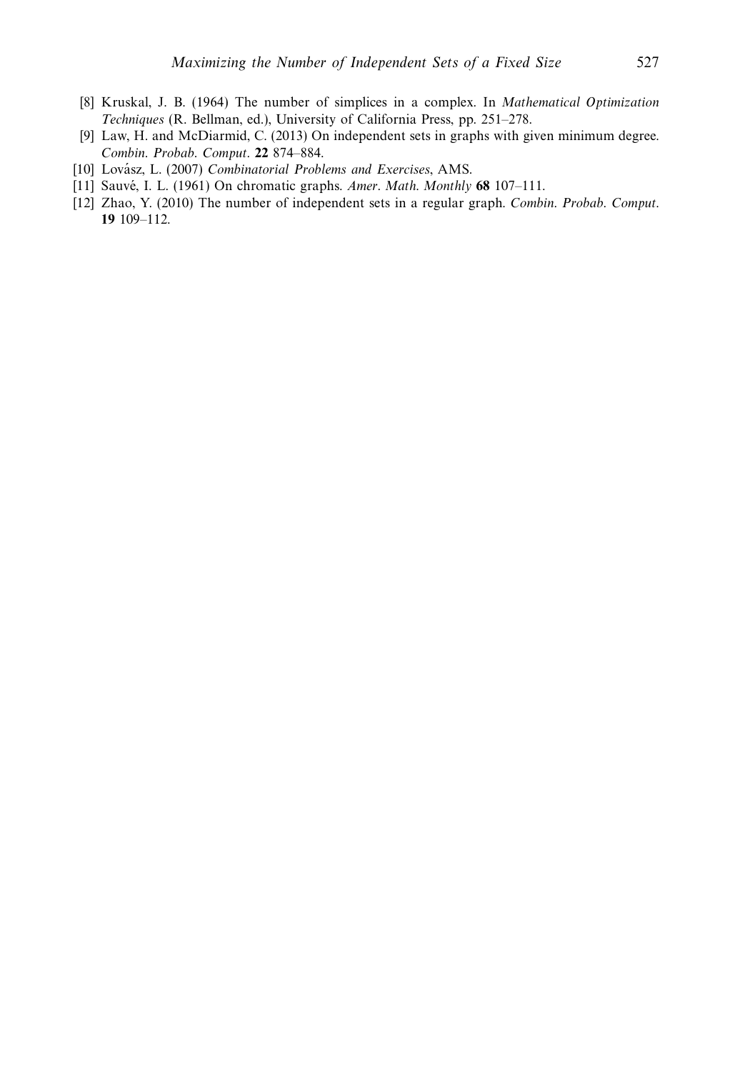[8] Kruskal, J. B. (1964) The number of simplices in a complex. In *Mathematical Optimization Techniques* (R. Bellman, ed.), University of California Press, pp. 251–278.

[9] Law, H. and McDiarmid, C. (2013) On independent sets in graphs with given minimum degree. *Combin. Probab. Comput.* **22** 874–884.

[10] Lovász, L. (2007) *Combinatorial Problems and Exercises*, AMS.

[11] Sauvé, I. L. (1961) On chromatic graphs. *Amer. Math. Monthly* **68** 107–111.

[12] Zhao, Y. (2010) The number of independent sets in a regular graph. *Combin. Probab. Comput.* **19** 109–112.